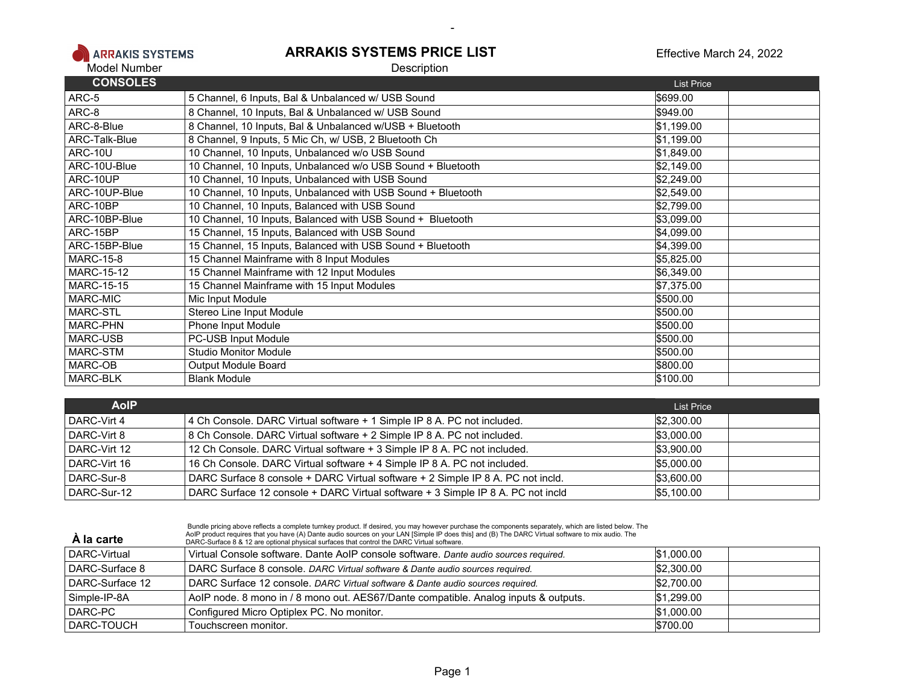ARRAKIS SYSTEMS

# ARRAKIS SYSTEMS PRICE LIST

Effective March 24, 2022

| Model Number | Description | List Price | |
|---|---|---|---|
| **CONSOLES** | | | |
| ARC-5 | 5 Channel, 6 Inputs, Bal & Unbalanced w/ USB Sound | $699.00 | |
| ARC-8 | 8 Channel, 10 Inputs, Bal & Unbalanced w/ USB Sound | $949.00 | |
| ARC-8-Blue | 8 Channel, 10 Inputs, Bal & Unbalanced w/USB + Bluetooth | $1,199.00 | |
| ARC-Talk-Blue | 8 Channel, 9 Inputs, 5 Mic Ch, w/ USB, 2 Bluetooth Ch | $1,199.00 | |
| ARC-10U | 10 Channel, 10 Inputs, Unbalanced w/o USB Sound | $1,849.00 | |
| ARC-10U-Blue | 10 Channel, 10 Inputs, Unbalanced w/o USB Sound + Bluetooth | $2,149.00 | |
| ARC-10UP | 10 Channel, 10 Inputs, Unbalanced with USB Sound | $2,249.00 | |
| ARC-10UP-Blue | 10 Channel, 10 Inputs, Unbalanced with USB Sound + Bluetooth | $2,549.00 | |
| ARC-10BP | 10 Channel, 10 Inputs, Balanced with USB Sound | $2,799.00 | |
| ARC-10BP-Blue | 10 Channel, 10 Inputs, Balanced with USB Sound + Bluetooth | $3,099.00 | |
| ARC-15BP | 15 Channel, 15 Inputs, Balanced with USB Sound | $4,099.00 | |
| ARC-15BP-Blue | 15 Channel, 15 Inputs, Balanced with USB Sound + Bluetooth | $4,399.00 | |
| MARC-15-8 | 15 Channel Mainframe with 8 Input Modules | $5,825.00 | |
| MARC-15-12 | 15 Channel Mainframe with 12 Input Modules | $6,349.00 | |
| MARC-15-15 | 15 Channel Mainframe with 15 Input Modules | $7,375.00 | |
| MARC-MIC | Mic Input Module | $500.00 | |
| MARC-STL | Stereo Line Input Module | $500.00 | |
| MARC-PHN | Phone Input Module | $500.00 | |
| MARC-USB | PC-USB Input Module | $500.00 | |
| MARC-STM | Studio Monitor Module | $500.00 | |
| MARC-OB | Output Module Board | $800.00 | |
| MARC-BLK | Blank Module | $100.00 | |

| AoIP | | List Price | |
|---|---|---|---|
| DARC-Virt 4 | 4 Ch Console. DARC Virtual software + 1 Simple IP 8 A. PC not included. | $2,300.00 | |
| DARC-Virt 8 | 8 Ch Console. DARC Virtual software + 2 Simple IP 8 A. PC not included. | $3,000.00 | |
| DARC-Virt 12 | 12 Ch Console. DARC Virtual software + 3 Simple IP 8 A. PC not included. | $3,900.00 | |
| DARC-Virt 16 | 16 Ch Console. DARC Virtual software + 4 Simple IP 8 A. PC not included. | $5,000.00 | |
| DARC-Sur-8 | DARC Surface 8 console + DARC Virtual software + 2 Simple IP 8 A. PC not incld. | $3,600.00 | |
| DARC-Sur-12 | DARC Surface 12 console + DARC Virtual software + 3 Simple IP 8 A. PC not incld | $5,100.00 | |

Bundle pricing above reflects a complete turnkey product. If desired, you may however purchase the components separately, which are listed below. The AoIP product requires that you have (A) Dante audio sources on your LAN [Simple IP does this] and (B) The DARC Virtual software to mix audio. The DARC-Surface 8 & 12 are optional physical surfaces that control the DARC Virtual software.

| À la carte | | | |
|---|---|---|---|
| DARC-Virtual | Virtual Console software. Dante AoIP console software. *Dante audio sources required.* | $1,000.00 | |
| DARC-Surface 8 | DARC Surface 8 console. *DARC Virtual software & Dante audio sources required.* | $2,300.00 | |
| DARC-Surface 12 | DARC Surface 12 console. *DARC Virtual software & Dante audio sources required.* | $2,700.00 | |
| Simple-IP-8A | AoIP node. 8 mono in / 8 mono out. AES67/Dante compatible. Analog inputs & outputs. | $1,299.00 | |
| DARC-PC | Configured Micro Optiplex PC. No monitor. | $1,000.00 | |
| DARC-TOUCH | Touchscreen monitor. | $700.00 | |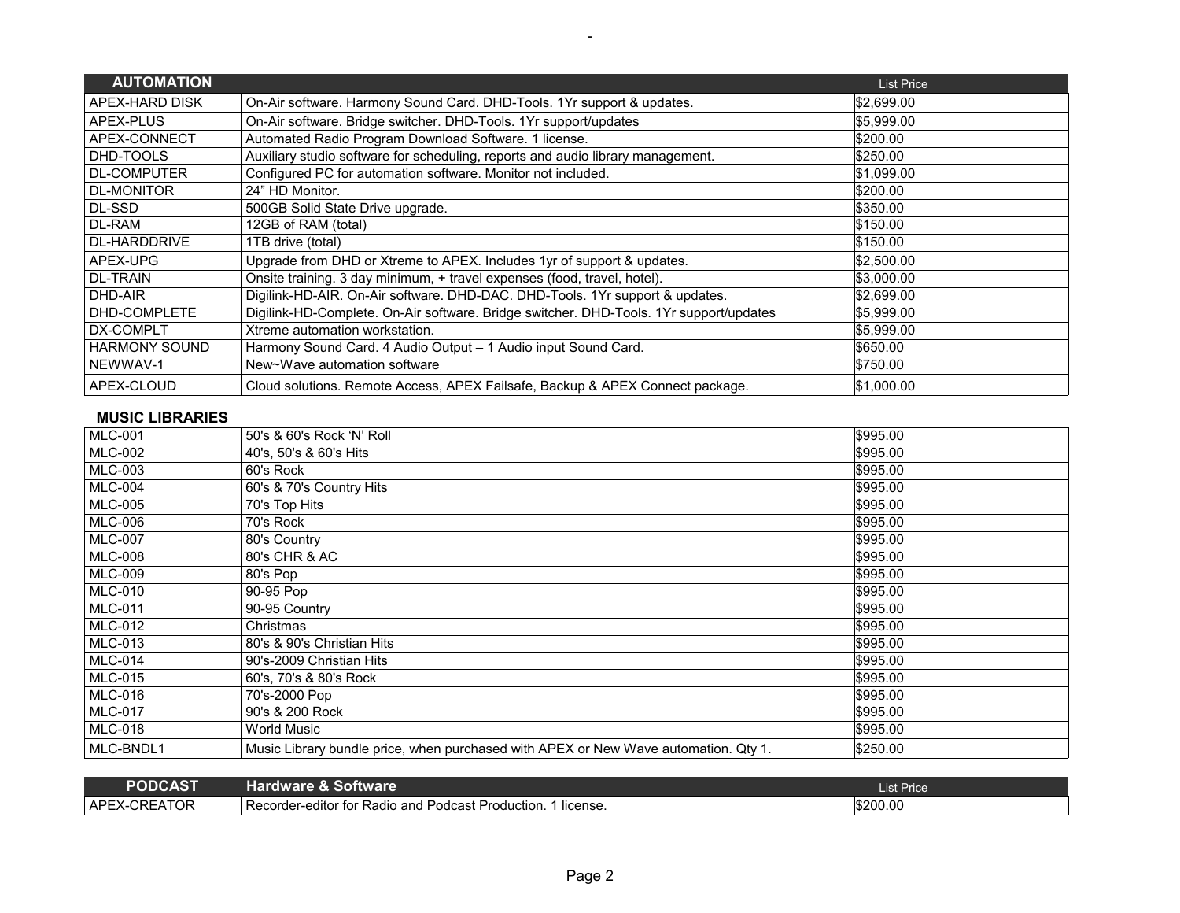| AUTOMATION | | List Price | |
|---|---|---|---|
| APEX-HARD DISK | On-Air software. Harmony Sound Card. DHD-Tools. 1Yr support & updates. | $2,699.00 | |
| APEX-PLUS | On-Air software. Bridge switcher. DHD-Tools. 1Yr support/updates | $5,999.00 | |
| APEX-CONNECT | Automated Radio Program Download Software. 1 license. | $200.00 | |
| DHD-TOOLS | Auxiliary studio software for scheduling, reports and audio library management. | $250.00 | |
| DL-COMPUTER | Configured PC for automation software. Monitor not included. | $1,099.00 | |
| DL-MONITOR | 24" HD Monitor. | $200.00 | |
| DL-SSD | 500GB Solid State Drive upgrade. | $350.00 | |
| DL-RAM | 12GB of RAM (total) | $150.00 | |
| DL-HARDDRIVE | 1TB drive (total) | $150.00 | |
| APEX-UPG | Upgrade from DHD or Xtreme to APEX. Includes 1yr of support & updates. | $2,500.00 | |
| DL-TRAIN | Onsite training. 3 day minimum, + travel expenses (food, travel, hotel). | $3,000.00 | |
| DHD-AIR | Digilink-HD-AIR. On-Air software. DHD-DAC. DHD-Tools. 1Yr support & updates. | $2,699.00 | |
| DHD-COMPLETE | Digilink-HD-Complete. On-Air software. Bridge switcher. DHD-Tools. 1Yr support/updates | $5,999.00 | |
| DX-COMPLT | Xtreme automation workstation. | $5,999.00 | |
| HARMONY SOUND | Harmony Sound Card. 4 Audio Output – 1 Audio input Sound Card. | $650.00 | |
| NEWWAV-1 | New~Wave automation software | $750.00 | |
| APEX-CLOUD | Cloud solutions. Remote Access, APEX Failsafe, Backup & APEX Connect package. | $1,000.00 | |

**MUSIC LIBRARIES**

| | | | |
|---|---|---|---|
| MLC-001 | 50's & 60's Rock 'N' Roll | $995.00 | |
| MLC-002 | 40's, 50's & 60's Hits | $995.00 | |
| MLC-003 | 60's Rock | $995.00 | |
| MLC-004 | 60's & 70's Country Hits | $995.00 | |
| MLC-005 | 70's Top Hits | $995.00 | |
| MLC-006 | 70's Rock | $995.00 | |
| MLC-007 | 80's Country | $995.00 | |
| MLC-008 | 80's CHR & AC | $995.00 | |
| MLC-009 | 80's Pop | $995.00 | |
| MLC-010 | 90-95 Pop | $995.00 | |
| MLC-011 | 90-95 Country | $995.00 | |
| MLC-012 | Christmas | $995.00 | |
| MLC-013 | 80's & 90's Christian Hits | $995.00 | |
| MLC-014 | 90's-2009 Christian Hits | $995.00 | |
| MLC-015 | 60's, 70's & 80's Rock | $995.00 | |
| MLC-016 | 70's-2000 Pop | $995.00 | |
| MLC-017 | 90's & 200 Rock | $995.00 | |
| MLC-018 | World Music | $995.00 | |
| MLC-BNDL1 | Music Library bundle price, when purchased with APEX or New Wave automation. Qty 1. | $250.00 | |

| PODCAST | Hardware & Software | List Price | |
|---|---|---|---|
| APEX-CREATOR | Recorder-editor for Radio and Podcast Production. 1 license. | $200.00 | |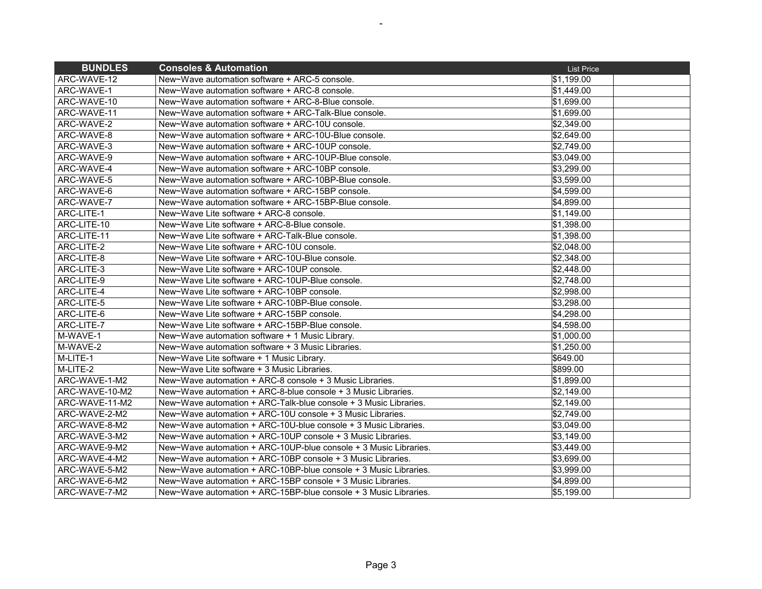| BUNDLES | Consoles & Automation | List Price | |
|---|---|---|---|
| ARC-WAVE-12 | New~Wave automation software + ARC-5 console. | $1,199.00 | |
| ARC-WAVE-1 | New~Wave automation software + ARC-8 console. | $1,449.00 | |
| ARC-WAVE-10 | New~Wave automation software + ARC-8-Blue console. | $1,699.00 | |
| ARC-WAVE-11 | New~Wave automation software + ARC-Talk-Blue console. | $1,699.00 | |
| ARC-WAVE-2 | New~Wave automation software + ARC-10U console. | $2,349.00 | |
| ARC-WAVE-8 | New~Wave automation software + ARC-10U-Blue console. | $2,649.00 | |
| ARC-WAVE-3 | New~Wave automation software + ARC-10UP console. | $2,749.00 | |
| ARC-WAVE-9 | New~Wave automation software + ARC-10UP-Blue console. | $3,049.00 | |
| ARC-WAVE-4 | New~Wave automation software + ARC-10BP console. | $3,299.00 | |
| ARC-WAVE-5 | New~Wave automation software + ARC-10BP-Blue console. | $3,599.00 | |
| ARC-WAVE-6 | New~Wave automation software + ARC-15BP console. | $4,599.00 | |
| ARC-WAVE-7 | New~Wave automation software + ARC-15BP-Blue console. | $4,899.00 | |
| ARC-LITE-1 | New~Wave Lite software + ARC-8 console. | $1,149.00 | |
| ARC-LITE-10 | New~Wave Lite software + ARC-8-Blue console. | $1,398.00 | |
| ARC-LITE-11 | New~Wave Lite software + ARC-Talk-Blue console. | $1,398.00 | |
| ARC-LITE-2 | New~Wave Lite software + ARC-10U console. | $2,048.00 | |
| ARC-LITE-8 | New~Wave Lite software + ARC-10U-Blue console. | $2,348.00 | |
| ARC-LITE-3 | New~Wave Lite software + ARC-10UP console. | $2,448.00 | |
| ARC-LITE-9 | New~Wave Lite software + ARC-10UP-Blue console. | $2,748.00 | |
| ARC-LITE-4 | New~Wave Lite software + ARC-10BP console. | $2,998.00 | |
| ARC-LITE-5 | New~Wave Lite software + ARC-10BP-Blue console. | $3,298.00 | |
| ARC-LITE-6 | New~Wave Lite software + ARC-15BP console. | $4,298.00 | |
| ARC-LITE-7 | New~Wave Lite software + ARC-15BP-Blue console. | $4,598.00 | |
| M-WAVE-1 | New~Wave automation software + 1 Music Library. | $1,000.00 | |
| M-WAVE-2 | New~Wave automation software + 3 Music Libraries. | $1,250.00 | |
| M-LITE-1 | New~Wave Lite software + 1 Music Library. | $649.00 | |
| M-LITE-2 | New~Wave Lite software + 3 Music Libraries. | $899.00 | |
| ARC-WAVE-1-M2 | New~Wave automation + ARC-8 console + 3 Music Libraries. | $1,899.00 | |
| ARC-WAVE-10-M2 | New~Wave automation + ARC-8-blue console + 3 Music Libraries. | $2,149.00 | |
| ARC-WAVE-11-M2 | New~Wave automation + ARC-Talk-blue console + 3 Music Libraries. | $2,149.00 | |
| ARC-WAVE-2-M2 | New~Wave automation + ARC-10U console + 3 Music Libraries. | $2,749.00 | |
| ARC-WAVE-8-M2 | New~Wave automation + ARC-10U-blue console + 3 Music Libraries. | $3,049.00 | |
| ARC-WAVE-3-M2 | New~Wave automation + ARC-10UP console + 3 Music Libraries. | $3,149.00 | |
| ARC-WAVE-9-M2 | New~Wave automation + ARC-10UP-blue console + 3 Music Libraries. | $3,449.00 | |
| ARC-WAVE-4-M2 | New~Wave automation + ARC-10BP console + 3 Music Libraries. | $3,699.00 | |
| ARC-WAVE-5-M2 | New~Wave automation + ARC-10BP-blue console + 3 Music Libraries. | $3,999.00 | |
| ARC-WAVE-6-M2 | New~Wave automation + ARC-15BP console + 3 Music Libraries. | $4,899.00 | |
| ARC-WAVE-7-M2 | New~Wave automation + ARC-15BP-blue console + 3 Music Libraries. | $5,199.00 | |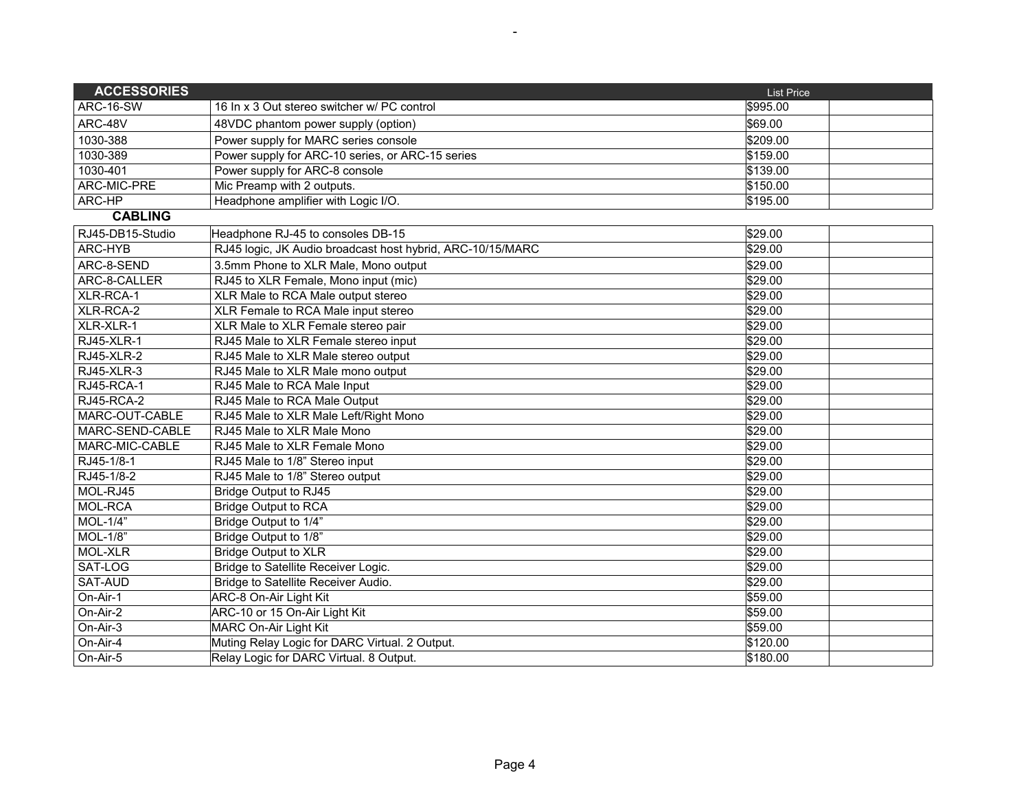| ACCESSORIES | | List Price | |
|---|---|---|---|
| ARC-16-SW | 16 In x 3 Out stereo switcher w/ PC control | $995.00 | |
| ARC-48V | 48VDC phantom power supply (option) | $69.00 | |
| 1030-388 | Power supply for MARC series console | $209.00 | |
| 1030-389 | Power supply for ARC-10 series, or ARC-15 series | $159.00 | |
| 1030-401 | Power supply for ARC-8 console | $139.00 | |
| ARC-MIC-PRE | Mic Preamp with 2 outputs. | $150.00 | |
| ARC-HP | Headphone amplifier with Logic I/O. | $195.00 | |
| **CABLING** | | | |
| RJ45-DB15-Studio | Headphone RJ-45 to consoles DB-15 | $29.00 | |
| ARC-HYB | RJ45 logic, JK Audio broadcast host hybrid, ARC-10/15/MARC | $29.00 | |
| ARC-8-SEND | 3.5mm Phone to XLR Male, Mono output | $29.00 | |
| ARC-8-CALLER | RJ45 to XLR Female, Mono input (mic) | $29.00 | |
| XLR-RCA-1 | XLR Male to RCA Male output stereo | $29.00 | |
| XLR-RCA-2 | XLR Female to RCA Male input stereo | $29.00 | |
| XLR-XLR-1 | XLR Male to XLR Female stereo pair | $29.00 | |
| RJ45-XLR-1 | RJ45 Male to XLR Female stereo input | $29.00 | |
| RJ45-XLR-2 | RJ45 Male to XLR Male stereo output | $29.00 | |
| RJ45-XLR-3 | RJ45 Male to XLR Male mono output | $29.00 | |
| RJ45-RCA-1 | RJ45 Male to RCA Male Input | $29.00 | |
| RJ45-RCA-2 | RJ45 Male to RCA Male Output | $29.00 | |
| MARC-OUT-CABLE | RJ45 Male to XLR Male Left/Right Mono | $29.00 | |
| MARC-SEND-CABLE | RJ45 Male to XLR Male Mono | $29.00 | |
| MARC-MIC-CABLE | RJ45 Male to XLR Female Mono | $29.00 | |
| RJ45-1/8-1 | RJ45 Male to 1/8" Stereo input | $29.00 | |
| RJ45-1/8-2 | RJ45 Male to 1/8" Stereo output | $29.00 | |
| MOL-RJ45 | Bridge Output to RJ45 | $29.00 | |
| MOL-RCA | Bridge Output to RCA | $29.00 | |
| MOL-1/4" | Bridge Output to 1/4" | $29.00 | |
| MOL-1/8" | Bridge Output to 1/8" | $29.00 | |
| MOL-XLR | Bridge Output to XLR | $29.00 | |
| SAT-LOG | Bridge to Satellite Receiver Logic. | $29.00 | |
| SAT-AUD | Bridge to Satellite Receiver Audio. | $29.00 | |
| On-Air-1 | ARC-8 On-Air Light Kit | $59.00 | |
| On-Air-2 | ARC-10 or 15 On-Air Light Kit | $59.00 | |
| On-Air-3 | MARC On-Air Light Kit | $59.00 | |
| On-Air-4 | Muting Relay Logic for DARC Virtual. 2 Output. | $120.00 | |
| On-Air-5 | Relay Logic for DARC Virtual. 8 Output. | $180.00 | |